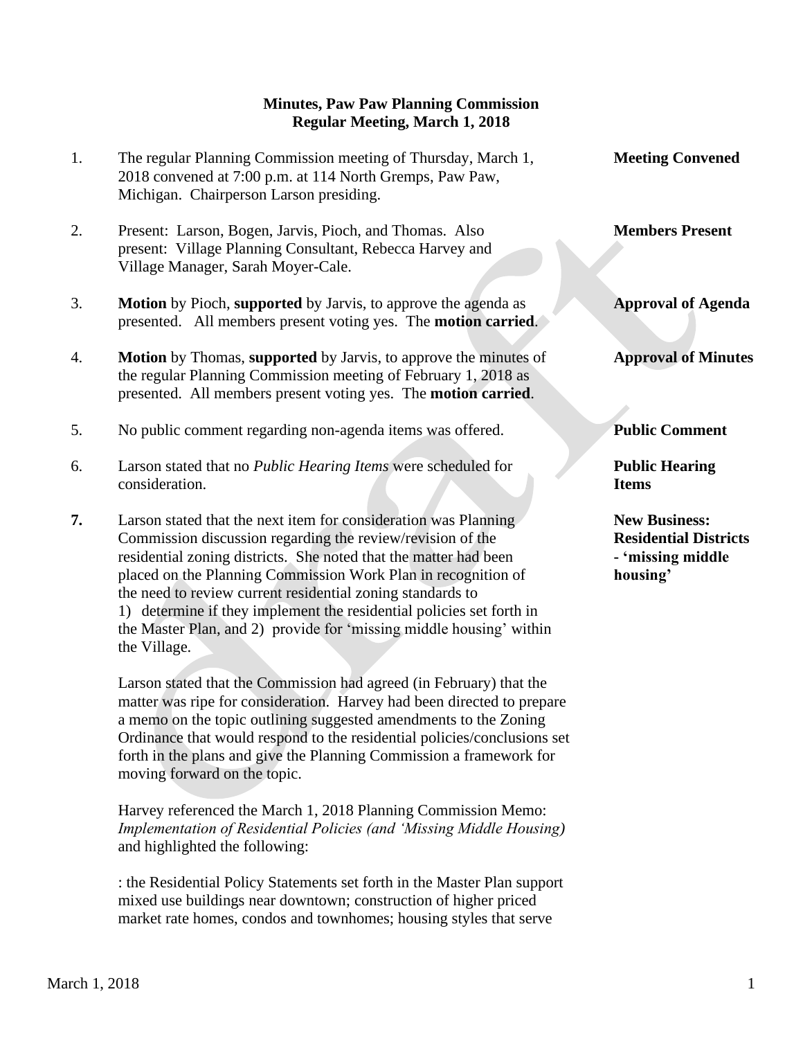**Minutes, Paw Paw Planning Commission**
**Regular Meeting, March 1, 2018**

1. The regular Planning Commission meeting of Thursday, March 1, 2018 convened at 7:00 p.m. at 114 North Gremps, Paw Paw, Michigan. Chairperson Larson presiding. — **Meeting Convened**

2. Present: Larson, Bogen, Jarvis, Pioch, and Thomas. Also present: Village Planning Consultant, Rebecca Harvey and Village Manager, Sarah Moyer-Cale. — **Members Present**

3. **Motion** by Pioch, **supported** by Jarvis, to approve the agenda as presented. All members present voting yes. The **motion carried**. — **Approval of Agenda**

4. **Motion** by Thomas, **supported** by Jarvis, to approve the minutes of the regular Planning Commission meeting of February 1, 2018 as presented. All members present voting yes. The **motion carried**. — **Approval of Minutes**

5. No public comment regarding non-agenda items was offered. — **Public Comment**

6. Larson stated that no *Public Hearing Items* were scheduled for consideration. — **Public Hearing Items**

7. Larson stated that the next item for consideration was Planning Commission discussion regarding the review/revision of the residential zoning districts. She noted that the matter had been placed on the Planning Commission Work Plan in recognition of the need to review current residential zoning standards to 1) determine if they implement the residential policies set forth in the Master Plan, and 2) provide for 'missing middle housing' within the Village. — **New Business: Residential Districts - 'missing middle housing'**

   Larson stated that the Commission had agreed (in February) that the matter was ripe for consideration. Harvey had been directed to prepare a memo on the topic outlining suggested amendments to the Zoning Ordinance that would respond to the residential policies/conclusions set forth in the plans and give the Planning Commission a framework for moving forward on the topic.

   Harvey referenced the March 1, 2018 Planning Commission Memo: *Implementation of Residential Policies (and 'Missing Middle Housing)* and highlighted the following:

   : the Residential Policy Statements set forth in the Master Plan support mixed use buildings near downtown; construction of higher priced market rate homes, condos and townhomes; housing styles that serve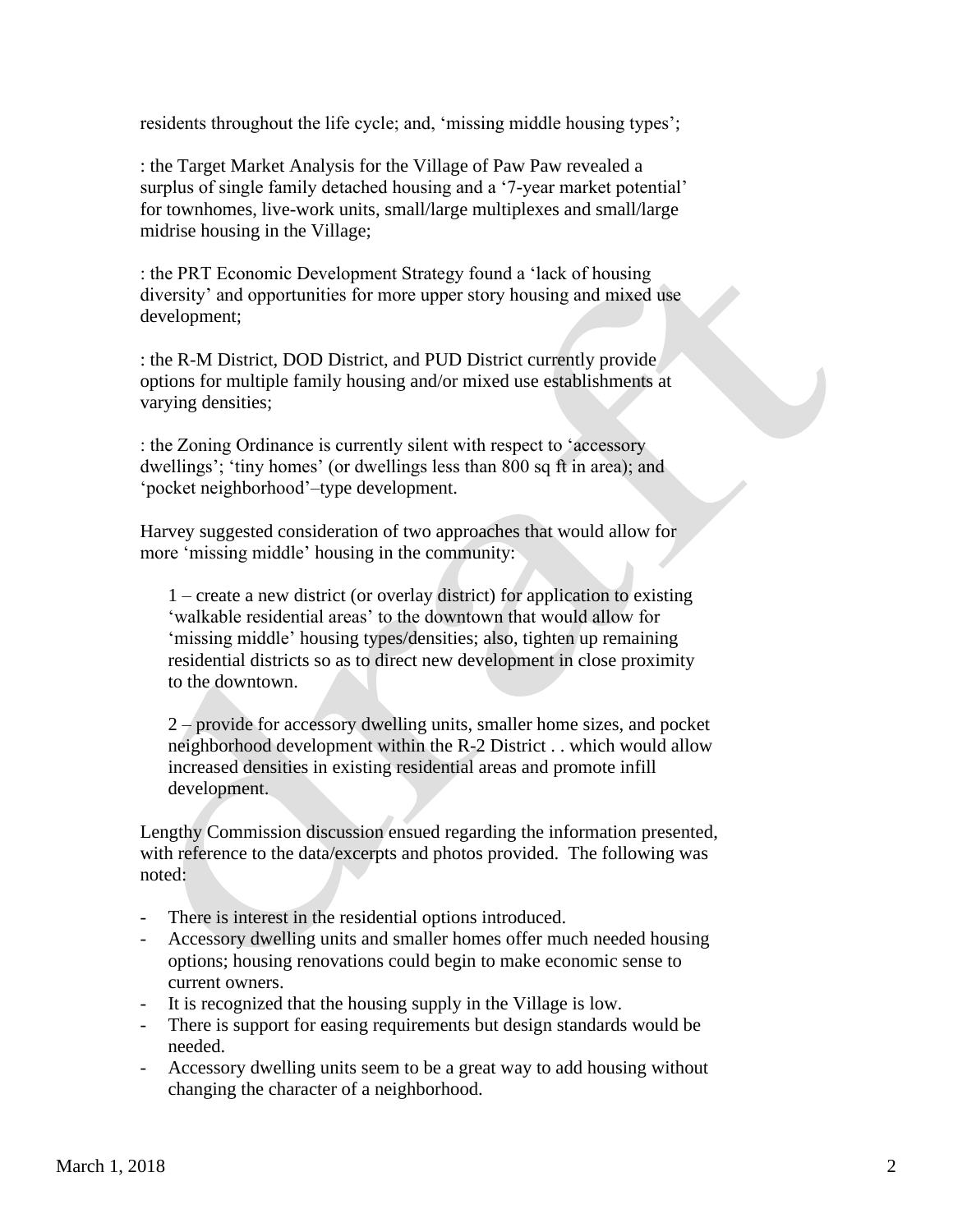residents throughout the life cycle; and, 'missing middle housing types';

: the Target Market Analysis for the Village of Paw Paw revealed a surplus of single family detached housing and a '7-year market potential' for townhomes, live-work units, small/large multiplexes and small/large midrise housing in the Village;

: the PRT Economic Development Strategy found a 'lack of housing diversity' and opportunities for more upper story housing and mixed use development;

: the R-M District, DOD District, and PUD District currently provide options for multiple family housing and/or mixed use establishments at varying densities;

: the Zoning Ordinance is currently silent with respect to 'accessory dwellings'; 'tiny homes' (or dwellings less than 800 sq ft in area); and 'pocket neighborhood'–type development.

Harvey suggested consideration of two approaches that would allow for more 'missing middle' housing in the community:

1 – create a new district (or overlay district) for application to existing 'walkable residential areas' to the downtown that would allow for 'missing middle' housing types/densities; also, tighten up remaining residential districts so as to direct new development in close proximity to the downtown.

2 – provide for accessory dwelling units, smaller home sizes, and pocket neighborhood development within the R-2 District . . which would allow increased densities in existing residential areas and promote infill development.

Lengthy Commission discussion ensued regarding the information presented, with reference to the data/excerpts and photos provided. The following was noted:

- There is interest in the residential options introduced.
- Accessory dwelling units and smaller homes offer much needed housing options; housing renovations could begin to make economic sense to current owners.
- It is recognized that the housing supply in the Village is low.
- There is support for easing requirements but design standards would be needed.
- Accessory dwelling units seem to be a great way to add housing without changing the character of a neighborhood.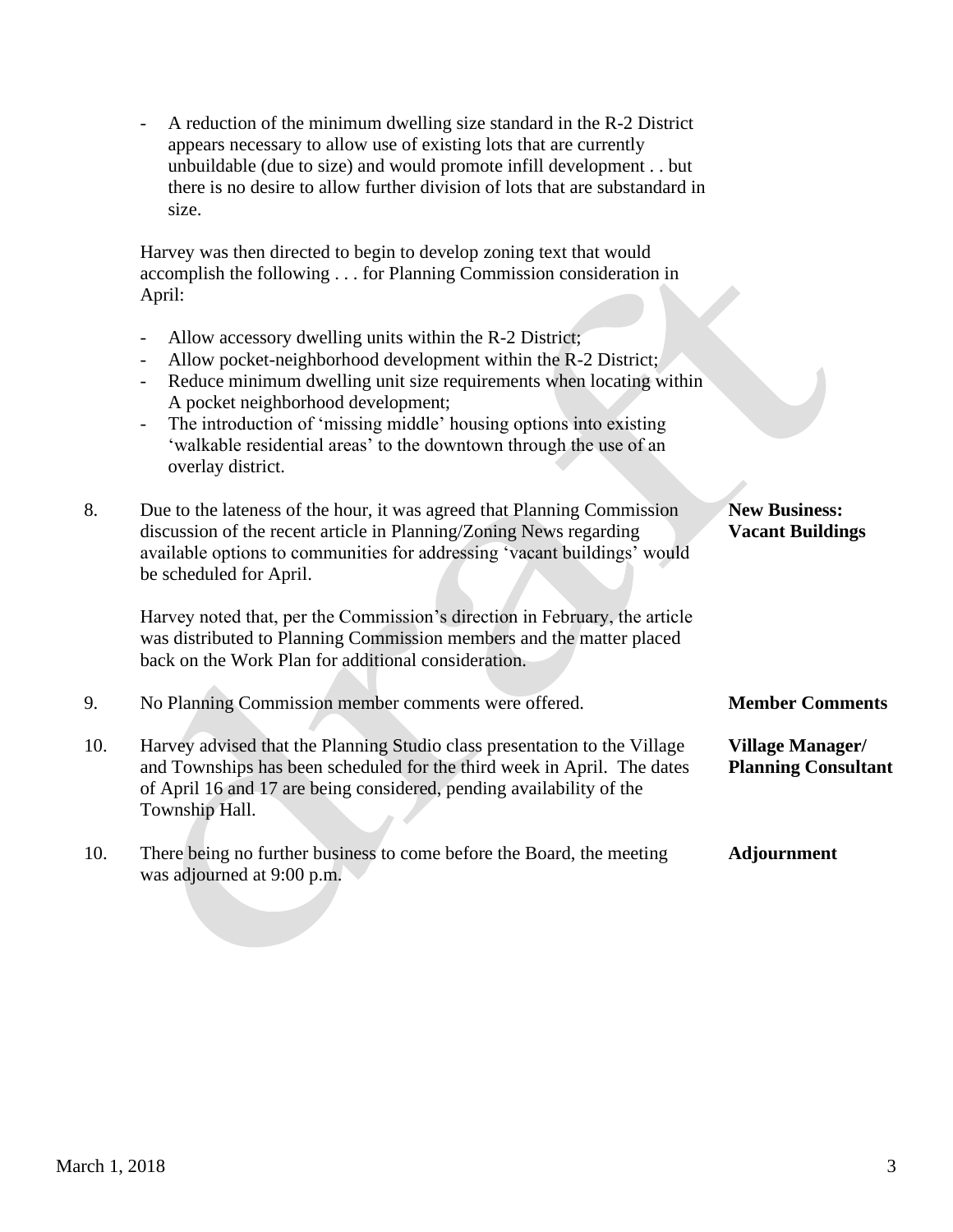- A reduction of the minimum dwelling size standard in the R-2 District appears necessary to allow use of existing lots that are currently unbuildable (due to size) and would promote infill development . . but there is no desire to allow further division of lots that are substandard in size.

Harvey was then directed to begin to develop zoning text that would accomplish the following . . . for Planning Commission consideration in April:

- Allow accessory dwelling units within the R-2 District;
- Allow pocket-neighborhood development within the R-2 District;
- Reduce minimum dwelling unit size requirements when locating within A pocket neighborhood development;
- The introduction of 'missing middle' housing options into existing 'walkable residential areas' to the downtown through the use of an overlay district.

8. **New Business: Vacant Buildings**

Due to the lateness of the hour, it was agreed that Planning Commission discussion of the recent article in Planning/Zoning News regarding available options to communities for addressing 'vacant buildings' would be scheduled for April.

Harvey noted that, per the Commission's direction in February, the article was distributed to Planning Commission members and the matter placed back on the Work Plan for additional consideration.

9. **Member Comments**

No Planning Commission member comments were offered.

10. **Village Manager/ Planning Consultant**

Harvey advised that the Planning Studio class presentation to the Village and Townships has been scheduled for the third week in April. The dates of April 16 and 17 are being considered, pending availability of the Township Hall.

10. **Adjournment**

There being no further business to come before the Board, the meeting was adjourned at 9:00 p.m.

March 1, 2018